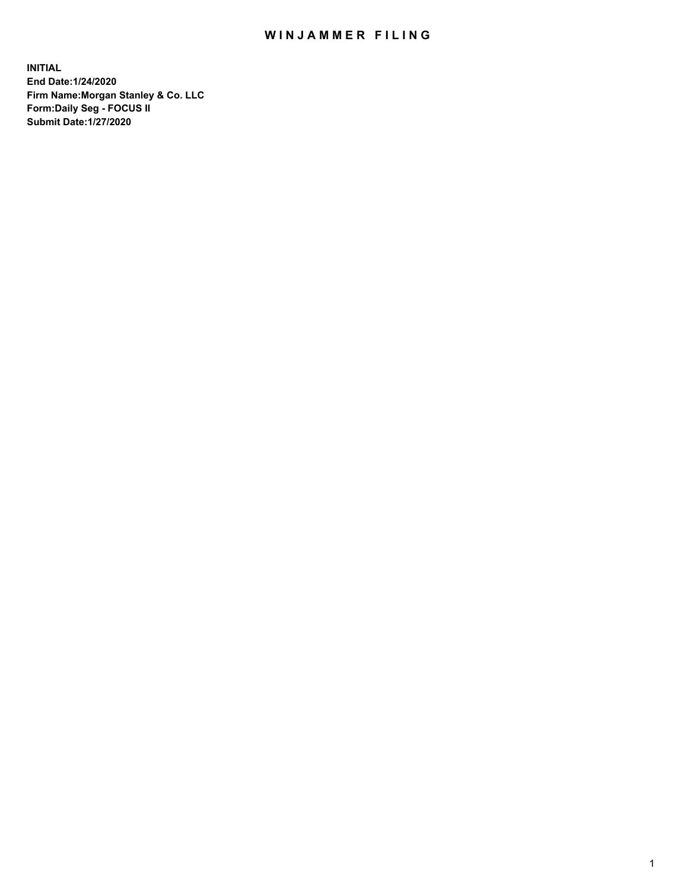# WINJAMMER FILING

**INITIAL**
**End Date:1/24/2020**
**Firm Name:Morgan Stanley & Co. LLC**
**Form:Daily Seg - FOCUS II**
**Submit Date:1/27/2020**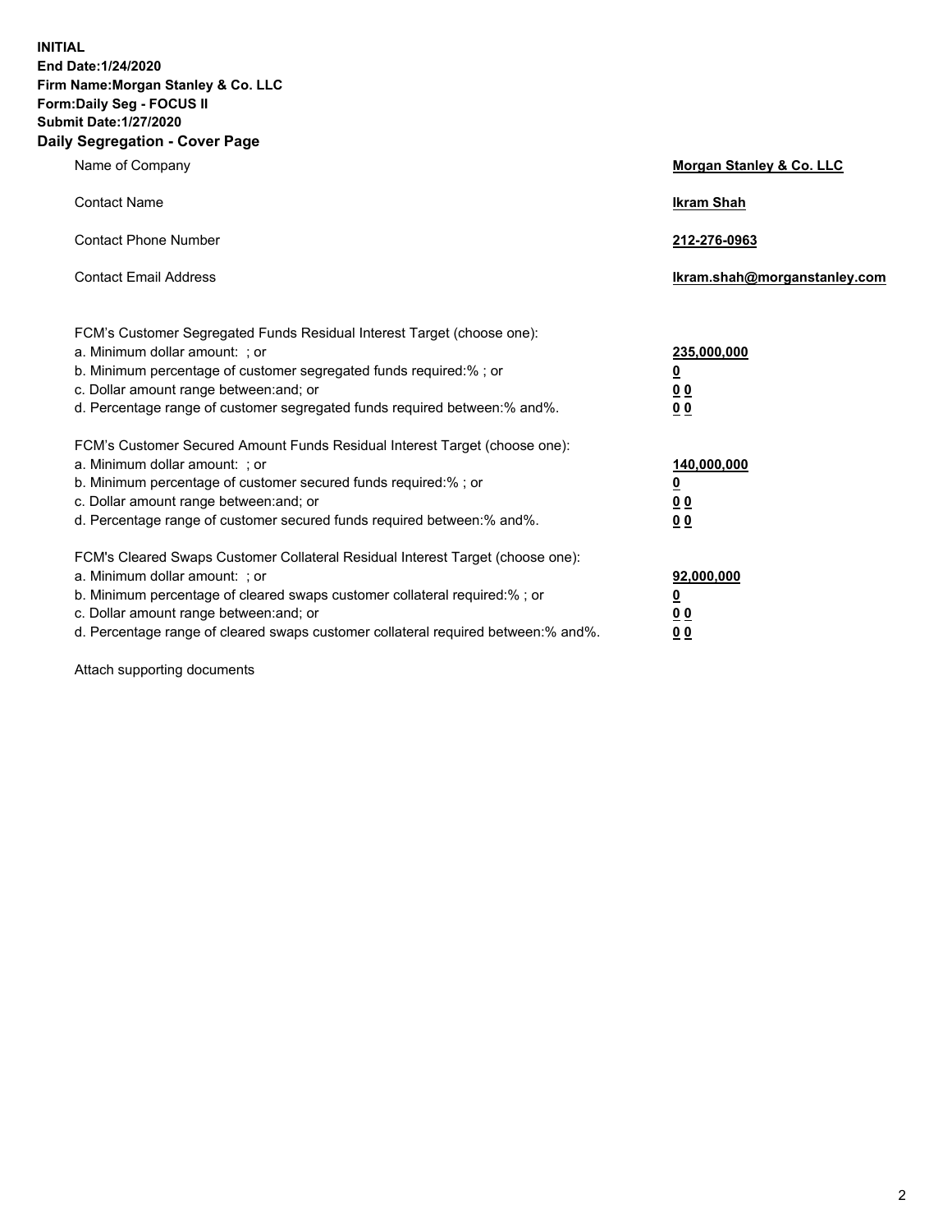**INITIAL**
**End Date:1/24/2020**
**Firm Name:Morgan Stanley & Co. LLC**
**Form:Daily Seg - FOCUS II**
**Submit Date:1/27/2020**
## Daily Segregation - Cover Page

| | |
|---|---|
| Name of Company | **Morgan Stanley & Co. LLC** |
| Contact Name | **Ikram Shah** |
| Contact Phone Number | **212-276-0963** |
| Contact Email Address | **Ikram.shah@morganstanley.com** |

| | |
|---|---|
| FCM's Customer Segregated Funds Residual Interest Target (choose one): | |
| a. Minimum dollar amount: ; or | **235,000,000** |
| b. Minimum percentage of customer segregated funds required:% ; or | **0** |
| c. Dollar amount range between:and; or | **0 0** |
| d. Percentage range of customer segregated funds required between:% and%. | **0 0** |
| FCM's Customer Secured Amount Funds Residual Interest Target (choose one): | |
| a. Minimum dollar amount: ; or | **140,000,000** |
| b. Minimum percentage of customer secured funds required:% ; or | **0** |
| c. Dollar amount range between:and; or | **0 0** |
| d. Percentage range of customer secured funds required between:% and%. | **0 0** |
| FCM's Cleared Swaps Customer Collateral Residual Interest Target (choose one): | |
| a. Minimum dollar amount: ; or | **92,000,000** |
| b. Minimum percentage of cleared swaps customer collateral required:% ; or | **0** |
| c. Dollar amount range between:and; or | **0 0** |
| d. Percentage range of cleared swaps customer collateral required between:% and%. | **0 0** |

Attach supporting documents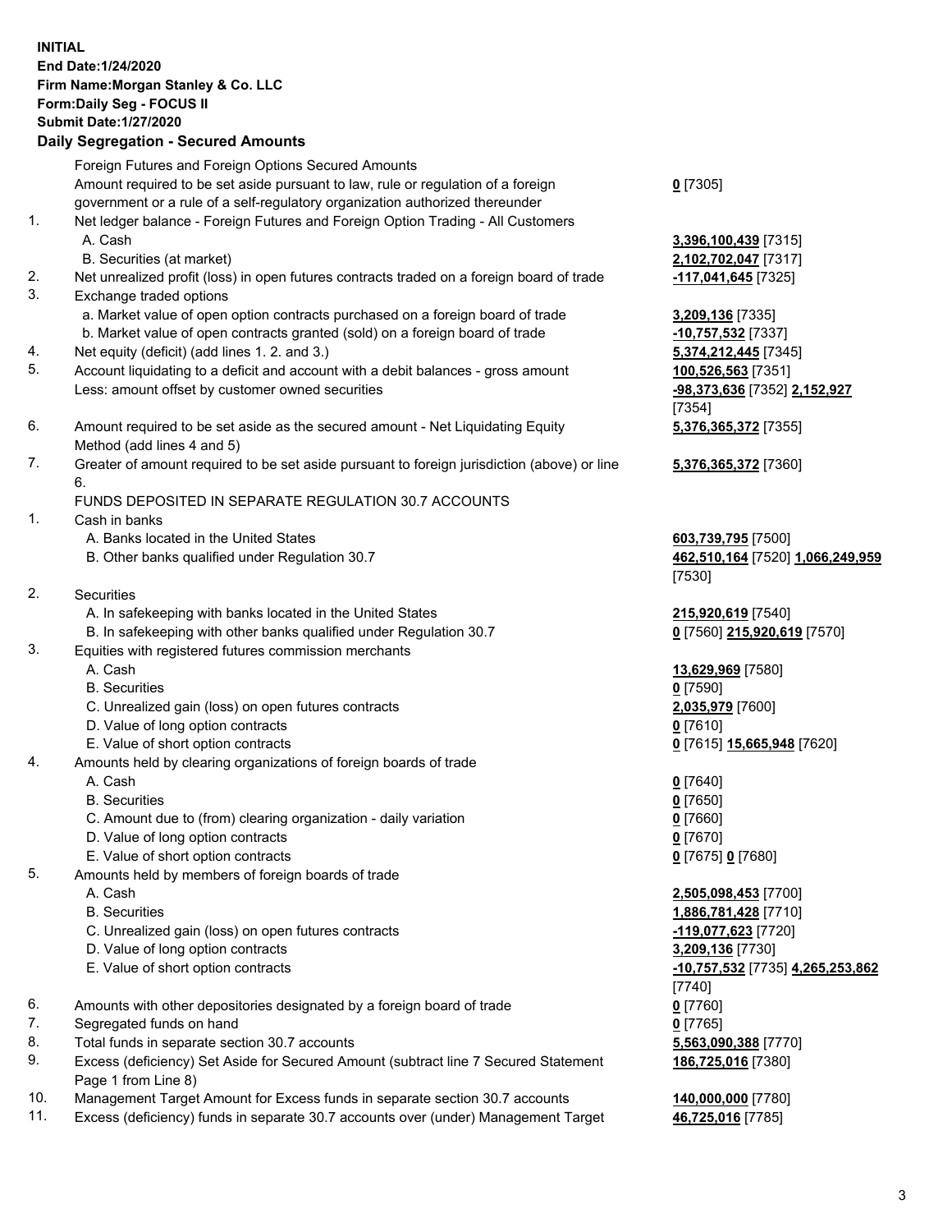**INITIAL**
**End Date:1/24/2020**
**Firm Name:Morgan Stanley & Co. LLC**
**Form:Daily Seg - FOCUS II**
**Submit Date:1/27/2020**

## Daily Segregation - Secured Amounts

| | | |
|---|---|---|
| | Foreign Futures and Foreign Options Secured Amounts | |
| | Amount required to be set aside pursuant to law, rule or regulation of a foreign government or a rule of a self-regulatory organization authorized thereunder | **0** [7305] |
| 1. | Net ledger balance - Foreign Futures and Foreign Option Trading - All Customers | |
| | A. Cash | **3,396,100,439** [7315] |
| | B. Securities (at market) | **2,102,702,047** [7317] |
| 2. | Net unrealized profit (loss) in open futures contracts traded on a foreign board of trade | **-117,041,645** [7325] |
| 3. | Exchange traded options | |
| | a. Market value of open option contracts purchased on a foreign board of trade | **3,209,136** [7335] |
| | b. Market value of open contracts granted (sold) on a foreign board of trade | **-10,757,532** [7337] |
| 4. | Net equity (deficit) (add lines 1. 2. and 3.) | **5,374,212,445** [7345] |
| 5. | Account liquidating to a deficit and account with a debit balances - gross amount | **100,526,563** [7351] |
| | Less: amount offset by customer owned securities | **-98,373,636** [7352] **2,152,927** [7354] |
| 6. | Amount required to be set aside as the secured amount - Net Liquidating Equity Method (add lines 4 and 5) | **5,376,365,372** [7355] |
| 7. | Greater of amount required to be set aside pursuant to foreign jurisdiction (above) or line 6. | **5,376,365,372** [7360] |
| | FUNDS DEPOSITED IN SEPARATE REGULATION 30.7 ACCOUNTS | |
| 1. | Cash in banks | |
| | A. Banks located in the United States | **603,739,795** [7500] |
| | B. Other banks qualified under Regulation 30.7 | **462,510,164** [7520] **1,066,249,959** [7530] |
| 2. | Securities | |
| | A. In safekeeping with banks located in the United States | **215,920,619** [7540] |
| | B. In safekeeping with other banks qualified under Regulation 30.7 | **0** [7560] **215,920,619** [7570] |
| 3. | Equities with registered futures commission merchants | |
| | A. Cash | **13,629,969** [7580] |
| | B. Securities | **0** [7590] |
| | C. Unrealized gain (loss) on open futures contracts | **2,035,979** [7600] |
| | D. Value of long option contracts | **0** [7610] |
| | E. Value of short option contracts | **0** [7615] **15,665,948** [7620] |
| 4. | Amounts held by clearing organizations of foreign boards of trade | |
| | A. Cash | **0** [7640] |
| | B. Securities | **0** [7650] |
| | C. Amount due to (from) clearing organization - daily variation | **0** [7660] |
| | D. Value of long option contracts | **0** [7670] |
| | E. Value of short option contracts | **0** [7675] **0** [7680] |
| 5. | Amounts held by members of foreign boards of trade | |
| | A. Cash | **2,505,098,453** [7700] |
| | B. Securities | **1,886,781,428** [7710] |
| | C. Unrealized gain (loss) on open futures contracts | **-119,077,623** [7720] |
| | D. Value of long option contracts | **3,209,136** [7730] |
| | E. Value of short option contracts | **-10,757,532** [7735] **4,265,253,862** [7740] |
| 6. | Amounts with other depositories designated by a foreign board of trade | **0** [7760] |
| 7. | Segregated funds on hand | **0** [7765] |
| 8. | Total funds in separate section 30.7 accounts | **5,563,090,388** [7770] |
| 9. | Excess (deficiency) Set Aside for Secured Amount (subtract line 7 Secured Statement Page 1 from Line 8) | **186,725,016** [7380] |
| 10. | Management Target Amount for Excess funds in separate section 30.7 accounts | **140,000,000** [7780] |
| 11. | Excess (deficiency) funds in separate 30.7 accounts over (under) Management Target | **46,725,016** [7785] |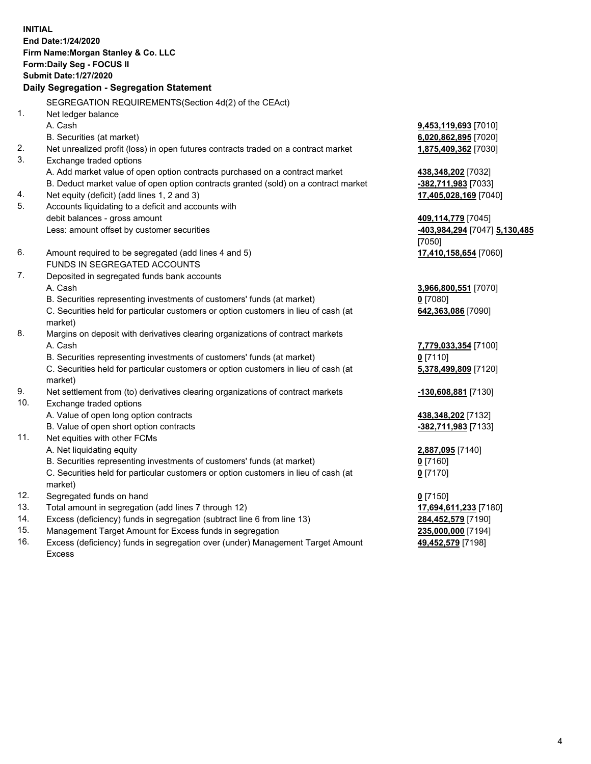**INITIAL**
**End Date:1/24/2020**
**Firm Name:Morgan Stanley & Co. LLC**
**Form:Daily Seg - FOCUS II**
**Submit Date:1/27/2020**

**Daily Segregation - Segregation Statement**

| | | |
|---|---|---|
| | SEGREGATION REQUIREMENTS(Section 4d(2) of the CEAct) | |
| 1. | Net ledger balance | |
| | A. Cash | **9,453,119,693** [7010] |
| | B. Securities (at market) | **6,020,862,895** [7020] |
| 2. | Net unrealized profit (loss) in open futures contracts traded on a contract market | **1,875,409,362** [7030] |
| 3. | Exchange traded options | |
| | A. Add market value of open option contracts purchased on a contract market | **438,348,202** [7032] |
| | B. Deduct market value of open option contracts granted (sold) on a contract market | **-382,711,983** [7033] |
| 4. | Net equity (deficit) (add lines 1, 2 and 3) | **17,405,028,169** [7040] |
| 5. | Accounts liquidating to a deficit and accounts with debit balances - gross amount | **409,114,779** [7045] |
| | Less: amount offset by customer securities | **-403,984,294** [7047] **5,130,485** [7050] |
| 6. | Amount required to be segregated (add lines 4 and 5) | **17,410,158,654** [7060] |
| | FUNDS IN SEGREGATED ACCOUNTS | |
| 7. | Deposited in segregated funds bank accounts | |
| | A. Cash | **3,966,800,551** [7070] |
| | B. Securities representing investments of customers' funds (at market) | **0** [7080] |
| | C. Securities held for particular customers or option customers in lieu of cash (at market) | **642,363,086** [7090] |
| 8. | Margins on deposit with derivatives clearing organizations of contract markets | |
| | A. Cash | **7,779,033,354** [7100] |
| | B. Securities representing investments of customers' funds (at market) | **0** [7110] |
| | C. Securities held for particular customers or option customers in lieu of cash (at market) | **5,378,499,809** [7120] |
| 9. | Net settlement from (to) derivatives clearing organizations of contract markets | **-130,608,881** [7130] |
| 10. | Exchange traded options | |
| | A. Value of open long option contracts | **438,348,202** [7132] |
| | B. Value of open short option contracts | **-382,711,983** [7133] |
| 11. | Net equities with other FCMs | |
| | A. Net liquidating equity | **2,887,095** [7140] |
| | B. Securities representing investments of customers' funds (at market) | **0** [7160] |
| | C. Securities held for particular customers or option customers in lieu of cash (at market) | **0** [7170] |
| 12. | Segregated funds on hand | **0** [7150] |
| 13. | Total amount in segregation (add lines 7 through 12) | **17,694,611,233** [7180] |
| 14. | Excess (deficiency) funds in segregation (subtract line 6 from line 13) | **284,452,579** [7190] |
| 15. | Management Target Amount for Excess funds in segregation | **235,000,000** [7194] |
| 16. | Excess (deficiency) funds in segregation over (under) Management Target Amount Excess | **49,452,579** [7198] |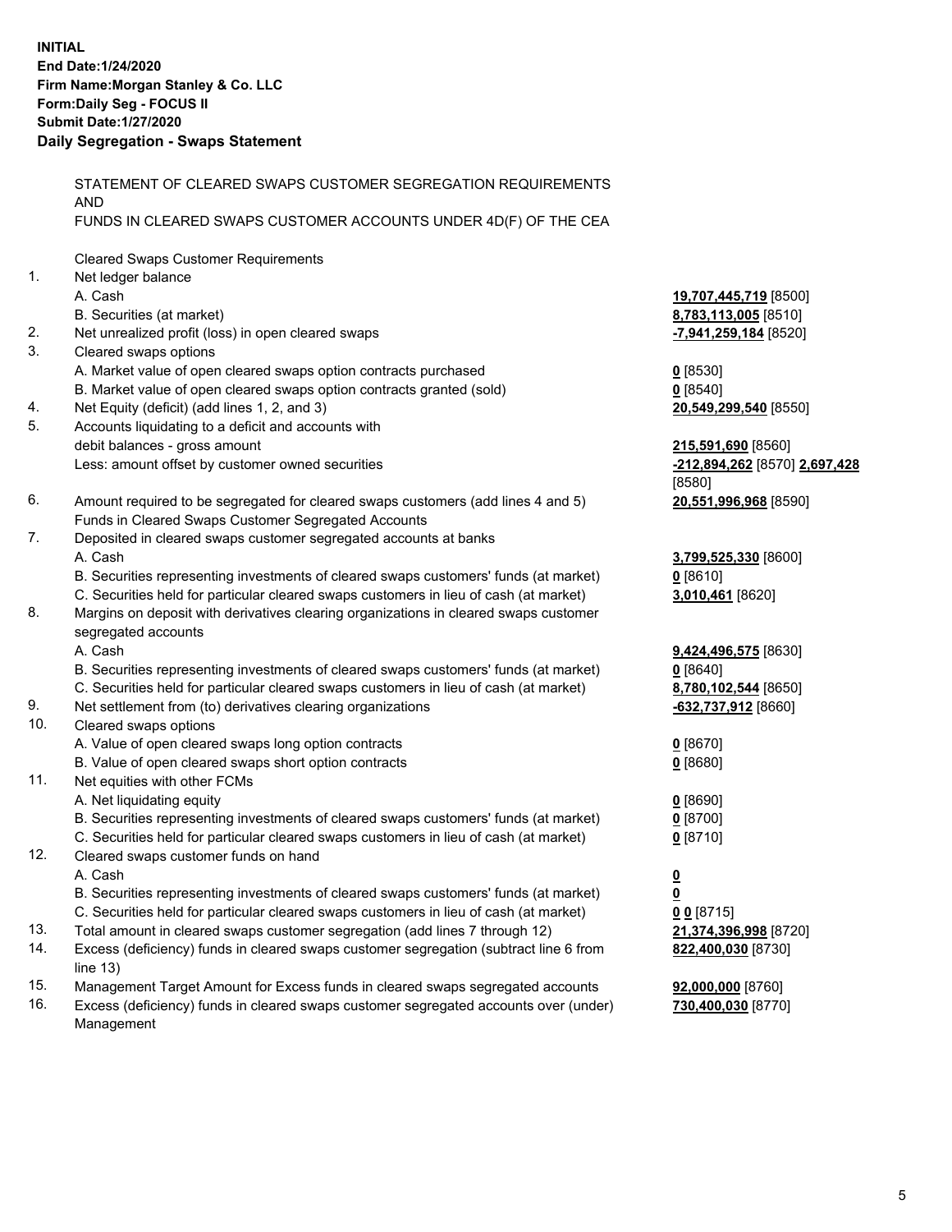**INITIAL**
**End Date:1/24/2020**
**Firm Name:Morgan Stanley & Co. LLC**
**Form:Daily Seg - FOCUS II**
**Submit Date:1/27/2020**
**Daily Segregation - Swaps Statement**

STATEMENT OF CLEARED SWAPS CUSTOMER SEGREGATION REQUIREMENTS AND FUNDS IN CLEARED SWAPS CUSTOMER ACCOUNTS UNDER 4D(F) OF THE CEA

| | | |
|---|---|---|
| | Cleared Swaps Customer Requirements | |
| 1. | Net ledger balance | |
| | A. Cash | **19,707,445,719** [8500] |
| | B. Securities (at market) | **8,783,113,005** [8510] |
| 2. | Net unrealized profit (loss) in open cleared swaps | **-7,941,259,184** [8520] |
| 3. | Cleared swaps options | |
| | A. Market value of open cleared swaps option contracts purchased | **0** [8530] |
| | B. Market value of open cleared swaps option contracts granted (sold) | **0** [8540] |
| 4. | Net Equity (deficit) (add lines 1, 2, and 3) | **20,549,299,540** [8550] |
| 5. | Accounts liquidating to a deficit and accounts with debit balances - gross amount | **215,591,690** [8560] |
| | Less: amount offset by customer owned securities | **-212,894,262** [8570] **2,697,428** [8580] |
| 6. | Amount required to be segregated for cleared swaps customers (add lines 4 and 5) | **20,551,996,968** [8590] |
| | Funds in Cleared Swaps Customer Segregated Accounts | |
| 7. | Deposited in cleared swaps customer segregated accounts at banks | |
| | A. Cash | **3,799,525,330** [8600] |
| | B. Securities representing investments of cleared swaps customers' funds (at market) | **0** [8610] |
| | C. Securities held for particular cleared swaps customers in lieu of cash (at market) | **3,010,461** [8620] |
| 8. | Margins on deposit with derivatives clearing organizations in cleared swaps customer segregated accounts | |
| | A. Cash | **9,424,496,575** [8630] |
| | B. Securities representing investments of cleared swaps customers' funds (at market) | **0** [8640] |
| | C. Securities held for particular cleared swaps customers in lieu of cash (at market) | **8,780,102,544** [8650] |
| 9. | Net settlement from (to) derivatives clearing organizations | **-632,737,912** [8660] |
| 10. | Cleared swaps options | |
| | A. Value of open cleared swaps long option contracts | **0** [8670] |
| | B. Value of open cleared swaps short option contracts | **0** [8680] |
| 11. | Net equities with other FCMs | |
| | A. Net liquidating equity | **0** [8690] |
| | B. Securities representing investments of cleared swaps customers' funds (at market) | **0** [8700] |
| | C. Securities held for particular cleared swaps customers in lieu of cash (at market) | **0** [8710] |
| 12. | Cleared swaps customer funds on hand | |
| | A. Cash | **0** |
| | B. Securities representing investments of cleared swaps customers' funds (at market) | **0** |
| | C. Securities held for particular cleared swaps customers in lieu of cash (at market) | **0** **0** [8715] |
| 13. | Total amount in cleared swaps customer segregation (add lines 7 through 12) | **21,374,396,998** [8720] |
| 14. | Excess (deficiency) funds in cleared swaps customer segregation (subtract line 6 from line 13) | **822,400,030** [8730] |
| 15. | Management Target Amount for Excess funds in cleared swaps segregated accounts | **92,000,000** [8760] |
| 16. | Excess (deficiency) funds in cleared swaps customer segregated accounts over (under) Management | **730,400,030** [8770] |